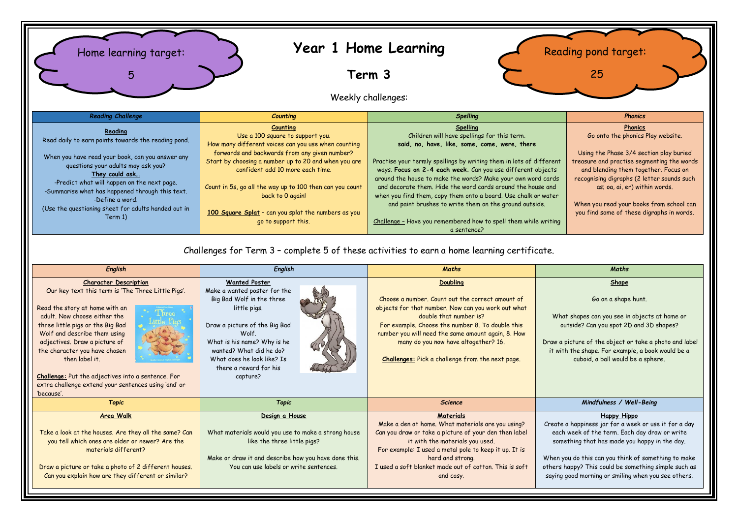Home learning target:

5

# Year 1 Home Learning

## Term 3

Reading pond target:

25

Weekly challenges:

| *Reading Challenge* | *Counting* | *Spelling* | *Phonics* |
| --- | --- | --- | --- |
| **Reading**<br>Read daily to earn points towards the reading pond.<br><br>When you have read your book, can you answer any questions your adults may ask you?<br>**They could ask…**<br>-Predict what will happen on the next page.<br>-Summarise what has happened through this text.<br>-Define a word.<br>(Use the questioning sheet for adults handed out in Term 1) | **Counting**<br>Use a 100 square to support you.<br>How many different voices can you use when counting forwards and backwards from any given number?<br>Start by choosing a number up to 20 and when you are confident add 10 more each time.<br><br>Count in 5s, go all the way up to 100 then can you count back to 0 again!<br><br>**100 Square Splat** – can you splat the numbers as you go to support this. | **Spelling**<br>Children will have spellings for this term.<br>**said, no, have, like, some, come, were, there**<br><br>Practise your termly spellings by writing them in lots of different ways. **Focus on 2-4 each week.** Can you use different objects around the house to make the words? Make your own word cards and decorate them. Hide the word cards around the house and when you find them, copy them onto a board. Use chalk or water and paint brushes to write them on the ground outside.<br><br>Challenge – Have you remembered how to spell them while writing a sentence? | **Phonics**<br>Go onto the phonics Play website.<br><br>Using the Phase 3/4 section play buried treasure and practise segmenting the words and blending them together. Focus on recognising digraphs (2 letter sounds such as; oa, ai, er) within words.<br><br>When you read your books from school can you find some of these digraphs in words. |

Challenges for Term 3 – complete 5 of these activities to earn a home learning certificate.

| *English* | *English* | *Maths* | *Maths* |
| --- | --- | --- | --- |
| **Character Description**<br>Our key text this term is 'The Three Little Pigs'.<br><br>Read the story at home with an adult. Now choose either the three little pigs or the Big Bad Wolf and describe them using adjectives. Draw a picture of the character you have chosen then label it.<br><br>**Challenge:** Put the adjectives into a sentence. For extra challenge extend your sentences using 'and' or 'because'. | **Wanted Poster**<br>Make a wanted poster for the Big Bad Wolf in the three little pigs.<br><br>Draw a picture of the Big Bad Wolf.<br>What is his name? Why is he wanted? What did he do? What does he look like? Is there a reward for his capture? | **Doubling**<br><br>Choose a number. Count out the correct amount of objects for that number. Now can you work out what double that number is?<br>For example. Choose the number 8. To double this number you will need the same amount again, 8. How many do you now have altogether? 16.<br><br>**Challenges:** Pick a challenge from the next page. | **Shape**<br><br>Go on a shape hunt.<br><br>What shapes can you see in objects at home or outside? Can you spot 2D and 3D shapes?<br><br>Draw a picture of the object or take a photo and label it with the shape. For example, a book would be a cuboid, a ball would be a sphere. |
| ***Topic*** | ***Topic*** | ***Science*** | ***Mindfulness / Well-Being*** |
| **Area Walk**<br><br>Take a look at the houses. Are they all the same? Can you tell which ones are older or newer? Are the materials different?<br><br>Draw a picture or take a photo of 2 different houses. Can you explain how are they different or similar? | **Design a House**<br><br>What materials would you use to make a strong house like the three little pigs?<br><br>Make or draw it and describe how you have done this. You can use labels or write sentences. | **Materials**<br>Make a den at home. What materials are you using? Can you draw or take a picture of your den then label it with the materials you used.<br>For example: I used a metal pole to keep it up. It is hard and strong.<br>I used a soft blanket made out of cotton. This is soft and cosy. | **Happy Hippo**<br>Create a happiness jar for a week or use it for a day each week of the term. Each day draw or write something that has made you happy in the day.<br><br>When you do this can you think of something to make others happy? This could be something simple such as saying good morning or smiling when you see others. |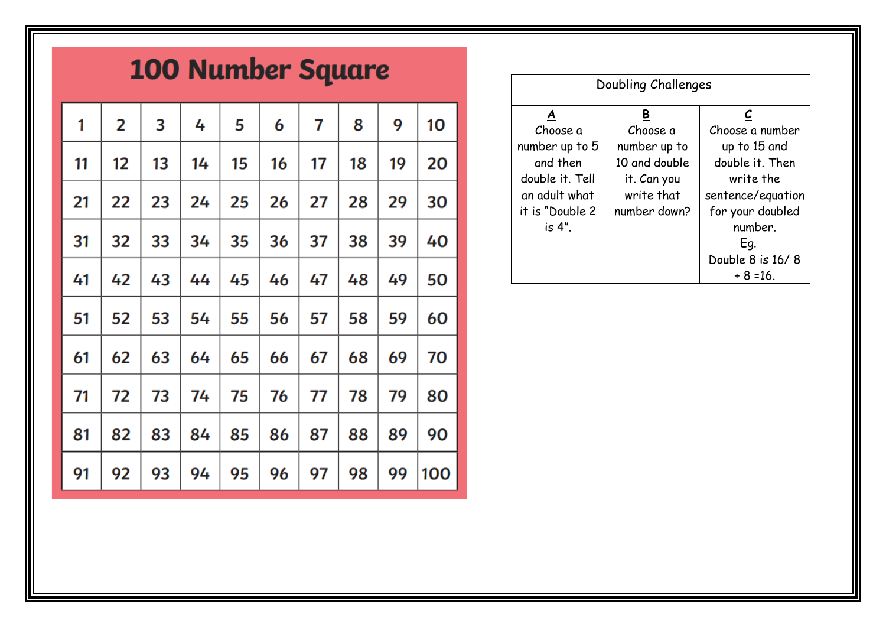# 100 Number Square

| | | | | | | | | | |
|---|---|---|---|---|---|---|---|---|---|
| 1 | 2 | 3 | 4 | 5 | 6 | 7 | 8 | 9 | 10 |
| 11 | 12 | 13 | 14 | 15 | 16 | 17 | 18 | 19 | 20 |
| 21 | 22 | 23 | 24 | 25 | 26 | 27 | 28 | 29 | 30 |
| 31 | 32 | 33 | 34 | 35 | 36 | 37 | 38 | 39 | 40 |
| 41 | 42 | 43 | 44 | 45 | 46 | 47 | 48 | 49 | 50 |
| 51 | 52 | 53 | 54 | 55 | 56 | 57 | 58 | 59 | 60 |
| 61 | 62 | 63 | 64 | 65 | 66 | 67 | 68 | 69 | 70 |
| 71 | 72 | 73 | 74 | 75 | 76 | 77 | 78 | 79 | 80 |
| 81 | 82 | 83 | 84 | 85 | 86 | 87 | 88 | 89 | 90 |
| 91 | 92 | 93 | 94 | 95 | 96 | 97 | 98 | 99 | 100 |

| Doubling Challenges | | |
|---|---|---|
| **A** Choose a number up to 5 and then double it. Tell an adult what it is "Double 2 is 4". | **B** Choose a number up to 10 and double it. Can you write that number down? | **C** Choose a number up to 15 and double it. Then write the sentence/equation for your doubled number. Eg. Double 8 is 16/ 8 + 8 =16. |